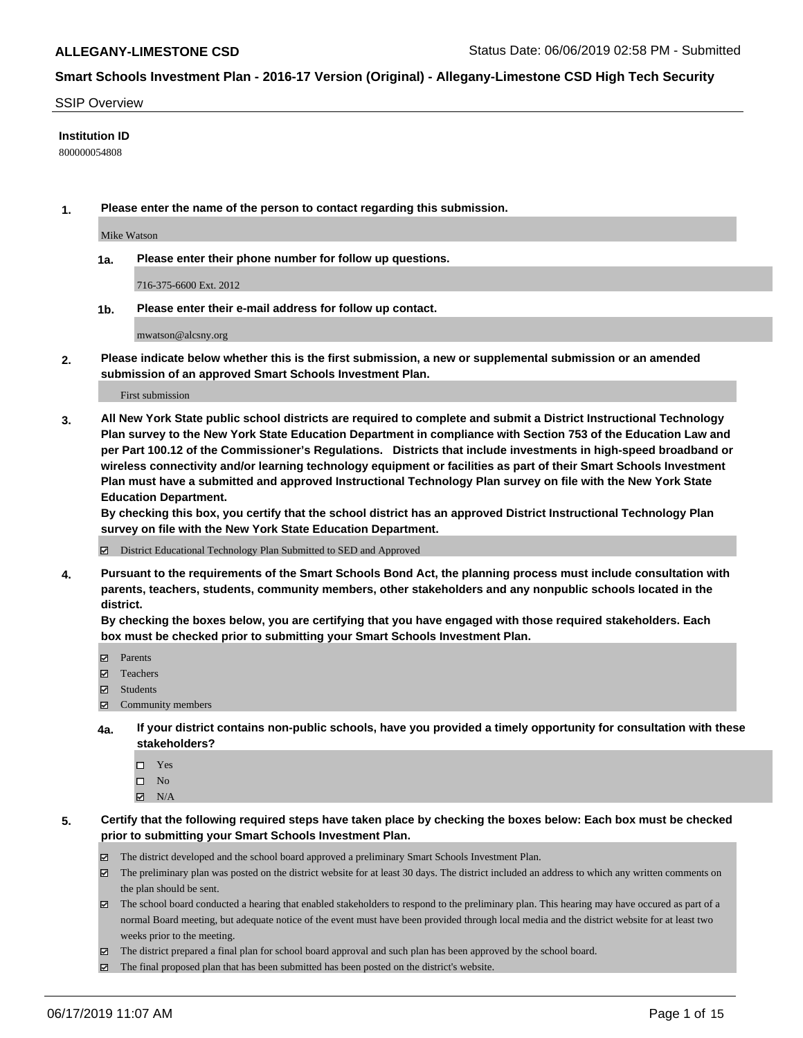**ALLEGANY-LIMESTONE CSD** Status Date: 06/06/2019 02:58 PM - Submitted

## Smart Schools Investment Plan - 2016-17 Version (Original) - Allegany-Limestone CSD High Tech Security

SSIP Overview

**Institution ID**

800000054808

**1. Please enter the name of the person to contact regarding this submission.**

Mike Watson

**1a. Please enter their phone number for follow up questions.**

716-375-6600 Ext. 2012

**1b. Please enter their e-mail address for follow up contact.**

mwatson@alcsny.org

**2. Please indicate below whether this is the first submission, a new or supplemental submission or an amended submission of an approved Smart Schools Investment Plan.**

First submission

**3. All New York State public school districts are required to complete and submit a District Instructional Technology Plan survey to the New York State Education Department in compliance with Section 753 of the Education Law and per Part 100.12 of the Commissioner's Regulations. Districts that include investments in high-speed broadband or wireless connectivity and/or learning technology equipment or facilities as part of their Smart Schools Investment Plan must have a submitted and approved Instructional Technology Plan survey on file with the New York State Education Department.**
**By checking this box, you certify that the school district has an approved District Instructional Technology Plan survey on file with the New York State Education Department.**

☑ District Educational Technology Plan Submitted to SED and Approved

**4. Pursuant to the requirements of the Smart Schools Bond Act, the planning process must include consultation with parents, teachers, students, community members, other stakeholders and any nonpublic schools located in the district.**
**By checking the boxes below, you are certifying that you have engaged with those required stakeholders. Each box must be checked prior to submitting your Smart Schools Investment Plan.**

☑ Parents
☑ Teachers
☑ Students
☑ Community members

**4a. If your district contains non-public schools, have you provided a timely opportunity for consultation with these stakeholders?**

☐ Yes
☐ No
☑ N/A

**5. Certify that the following required steps have taken place by checking the boxes below: Each box must be checked prior to submitting your Smart Schools Investment Plan.**

☑ The district developed and the school board approved a preliminary Smart Schools Investment Plan.
☑ The preliminary plan was posted on the district website for at least 30 days. The district included an address to which any written comments on the plan should be sent.
☑ The school board conducted a hearing that enabled stakeholders to respond to the preliminary plan. This hearing may have occured as part of a normal Board meeting, but adequate notice of the event must have been provided through local media and the district website for at least two weeks prior to the meeting.
☑ The district prepared a final plan for school board approval and such plan has been approved by the school board.
☑ The final proposed plan that has been submitted has been posted on the district's website.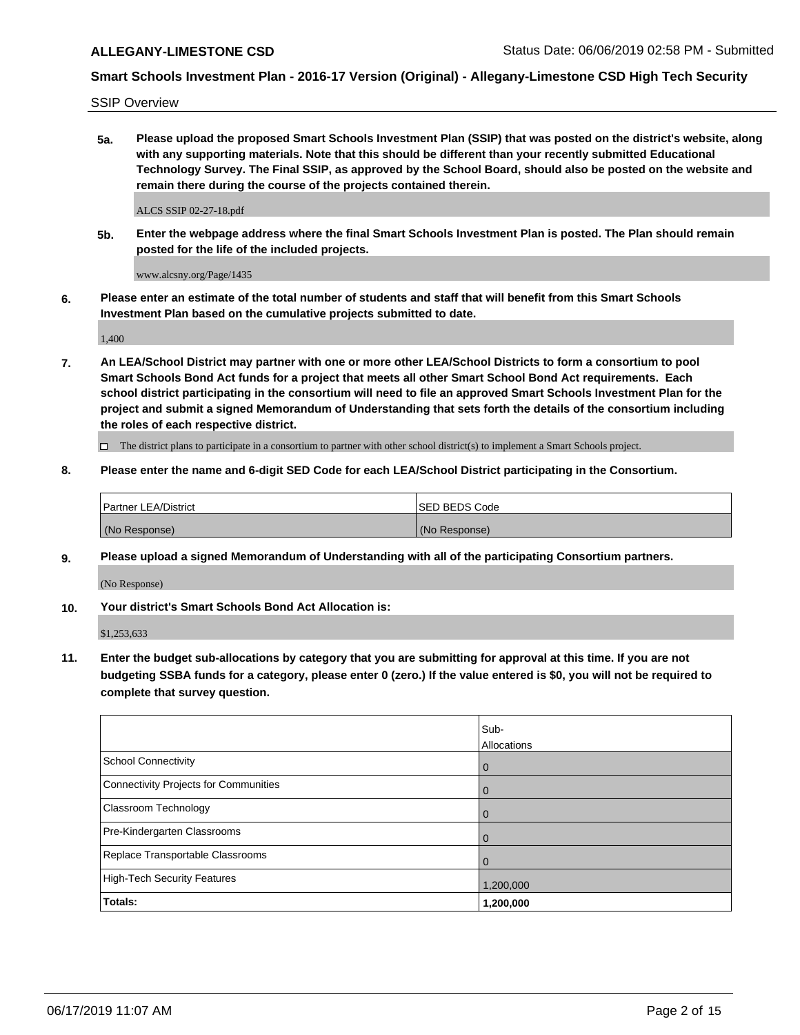## SSIP Overview

**5a. Please upload the proposed Smart Schools Investment Plan (SSIP) that was posted on the district's website, along with any supporting materials. Note that this should be different than your recently submitted Educational Technology Survey. The Final SSIP, as approved by the School Board, should also be posted on the website and remain there during the course of the projects contained therein.**

ALCS SSIP 02-27-18.pdf

**5b. Enter the webpage address where the final Smart Schools Investment Plan is posted. The Plan should remain posted for the life of the included projects.**

www.alcsny.org/Page/1435

**6. Please enter an estimate of the total number of students and staff that will benefit from this Smart Schools Investment Plan based on the cumulative projects submitted to date.**

1,400

**7. An LEA/School District may partner with one or more other LEA/School Districts to form a consortium to pool Smart Schools Bond Act funds for a project that meets all other Smart School Bond Act requirements. Each school district participating in the consortium will need to file an approved Smart Schools Investment Plan for the project and submit a signed Memorandum of Understanding that sets forth the details of the consortium including the roles of each respective district.**

☐ The district plans to participate in a consortium to partner with other school district(s) to implement a Smart Schools project.

**8. Please enter the name and 6-digit SED Code for each LEA/School District participating in the Consortium.**

| Partner LEA/District | SED BEDS Code |
|---|---|
| (No Response) | (No Response) |

**9. Please upload a signed Memorandum of Understanding with all of the participating Consortium partners.**

(No Response)

**10. Your district's Smart Schools Bond Act Allocation is:**

$1,253,633

**11. Enter the budget sub-allocations by category that you are submitting for approval at this time. If you are not budgeting SSBA funds for a category, please enter 0 (zero.) If the value entered is $0, you will not be required to complete that survey question.**

| | Sub-Allocations |
|---|---|
| School Connectivity | 0 |
| Connectivity Projects for Communities | 0 |
| Classroom Technology | 0 |
| Pre-Kindergarten Classrooms | 0 |
| Replace Transportable Classrooms | 0 |
| High-Tech Security Features | 1,200,000 |
| **Totals:** | **1,200,000** |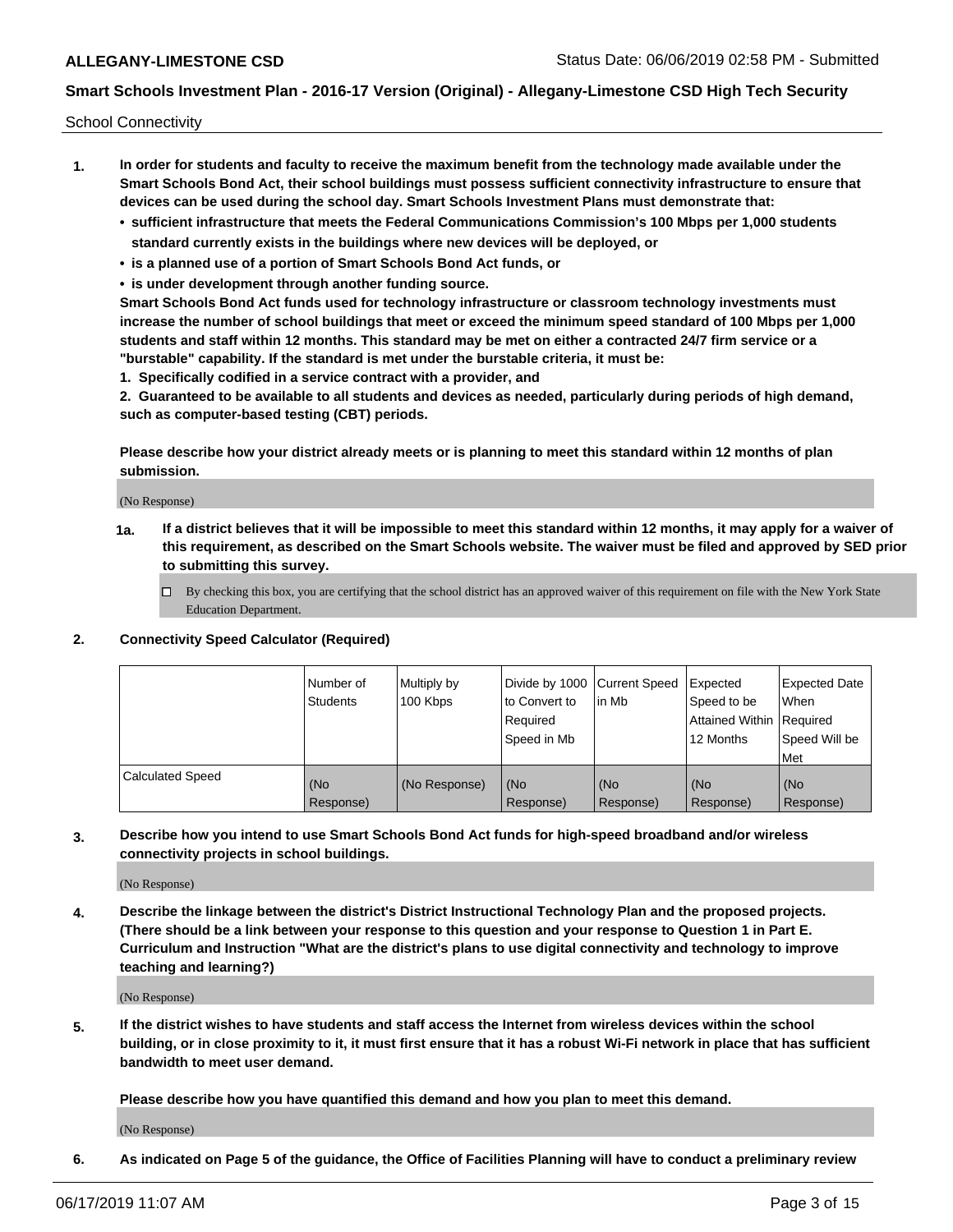School Connectivity

1. **In order for students and faculty to receive the maximum benefit from the technology made available under the Smart Schools Bond Act, their school buildings must possess sufficient connectivity infrastructure to ensure that devices can be used during the school day. Smart Schools Investment Plans must demonstrate that:**
   - **sufficient infrastructure that meets the Federal Communications Commission's 100 Mbps per 1,000 students standard currently exists in the buildings where new devices will be deployed, or**
   - **is a planned use of a portion of Smart Schools Bond Act funds, or**
   - **is under development through another funding source.**

   **Smart Schools Bond Act funds used for technology infrastructure or classroom technology investments must increase the number of school buildings that meet or exceed the minimum speed standard of 100 Mbps per 1,000 students and staff within 12 months. This standard may be met on either a contracted 24/7 firm service or a "burstable" capability. If the standard is met under the burstable criteria, it must be:**

   **1. Specifically codified in a service contract with a provider, and**

   **2. Guaranteed to be available to all students and devices as needed, particularly during periods of high demand, such as computer-based testing (CBT) periods.**

   **Please describe how your district already meets or is planning to meet this standard within 12 months of plan submission.**

   (No Response)

   **1a. If a district believes that it will be impossible to meet this standard within 12 months, it may apply for a waiver of this requirement, as described on the Smart Schools website. The waiver must be filed and approved by SED prior to submitting this survey.**

   ☐ By checking this box, you are certifying that the school district has an approved waiver of this requirement on file with the New York State Education Department.

2. **Connectivity Speed Calculator (Required)**

|  | Number of Students | Multiply by 100 Kbps | Divide by 1000 to Convert to Required Speed in Mb | Current Speed in Mb | Expected Speed to be Attained Within 12 Months | Expected Date When Required Speed Will be Met |
|---|---|---|---|---|---|---|
| Calculated Speed | (No Response) | (No Response) | (No Response) | (No Response) | (No Response) | (No Response) |

3. **Describe how you intend to use Smart Schools Bond Act funds for high-speed broadband and/or wireless connectivity projects in school buildings.**

   (No Response)

4. **Describe the linkage between the district's District Instructional Technology Plan and the proposed projects. (There should be a link between your response to this question and your response to Question 1 in Part E. Curriculum and Instruction "What are the district's plans to use digital connectivity and technology to improve teaching and learning?)**

   (No Response)

5. **If the district wishes to have students and staff access the Internet from wireless devices within the school building, or in close proximity to it, it must first ensure that it has a robust Wi-Fi network in place that has sufficient bandwidth to meet user demand.**

   **Please describe how you have quantified this demand and how you plan to meet this demand.**

   (No Response)

6. **As indicated on Page 5 of the guidance, the Office of Facilities Planning will have to conduct a preliminary review**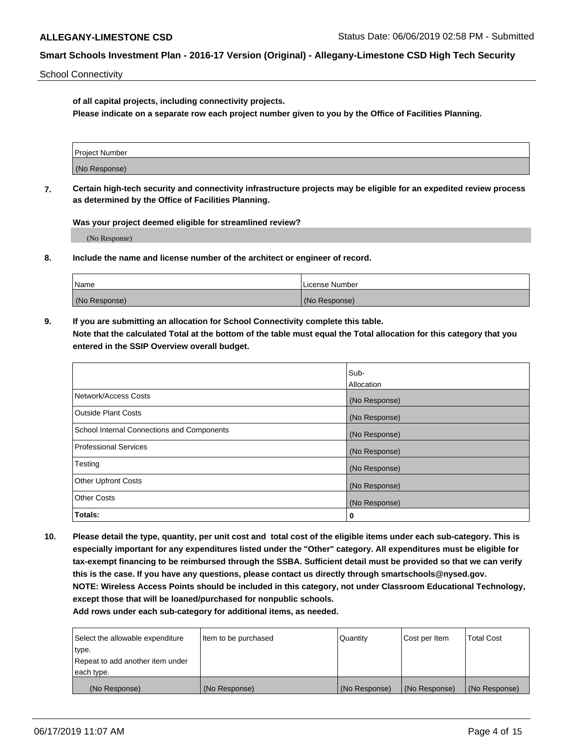**of all capital projects, including connectivity projects.**

**Please indicate on a separate row each project number given to you by the Office of Facilities Planning.**

| Project Number |
|---|
| (No Response) |

**7. Certain high-tech security and connectivity infrastructure projects may be eligible for an expedited review process as determined by the Office of Facilities Planning.**

**Was your project deemed eligible for streamlined review?**

(No Response)

**8. Include the name and license number of the architect or engineer of record.**

| Name | License Number |
|---|---|
| (No Response) | (No Response) |

**9. If you are submitting an allocation for School Connectivity complete this table.**
**Note that the calculated Total at the bottom of the table must equal the Total allocation for this category that you entered in the SSIP Overview overall budget.**

| | Sub-Allocation |
|---|---|
| Network/Access Costs | (No Response) |
| Outside Plant Costs | (No Response) |
| School Internal Connections and Components | (No Response) |
| Professional Services | (No Response) |
| Testing | (No Response) |
| Other Upfront Costs | (No Response) |
| Other Costs | (No Response) |
| **Totals:** | **0** |

**10. Please detail the type, quantity, per unit cost and total cost of the eligible items under each sub-category. This is especially important for any expenditures listed under the "Other" category. All expenditures must be eligible for tax-exempt financing to be reimbursed through the SSBA. Sufficient detail must be provided so that we can verify this is the case. If you have any questions, please contact us directly through smartschools@nysed.gov.**
**NOTE: Wireless Access Points should be included in this category, not under Classroom Educational Technology, except those that will be loaned/purchased for nonpublic schools.**
**Add rows under each sub-category for additional items, as needed.**

| Select the allowable expenditure type. Repeat to add another item under each type. | Item to be purchased | Quantity | Cost per Item | Total Cost |
|---|---|---|---|---|
| (No Response) | (No Response) | (No Response) | (No Response) | (No Response) |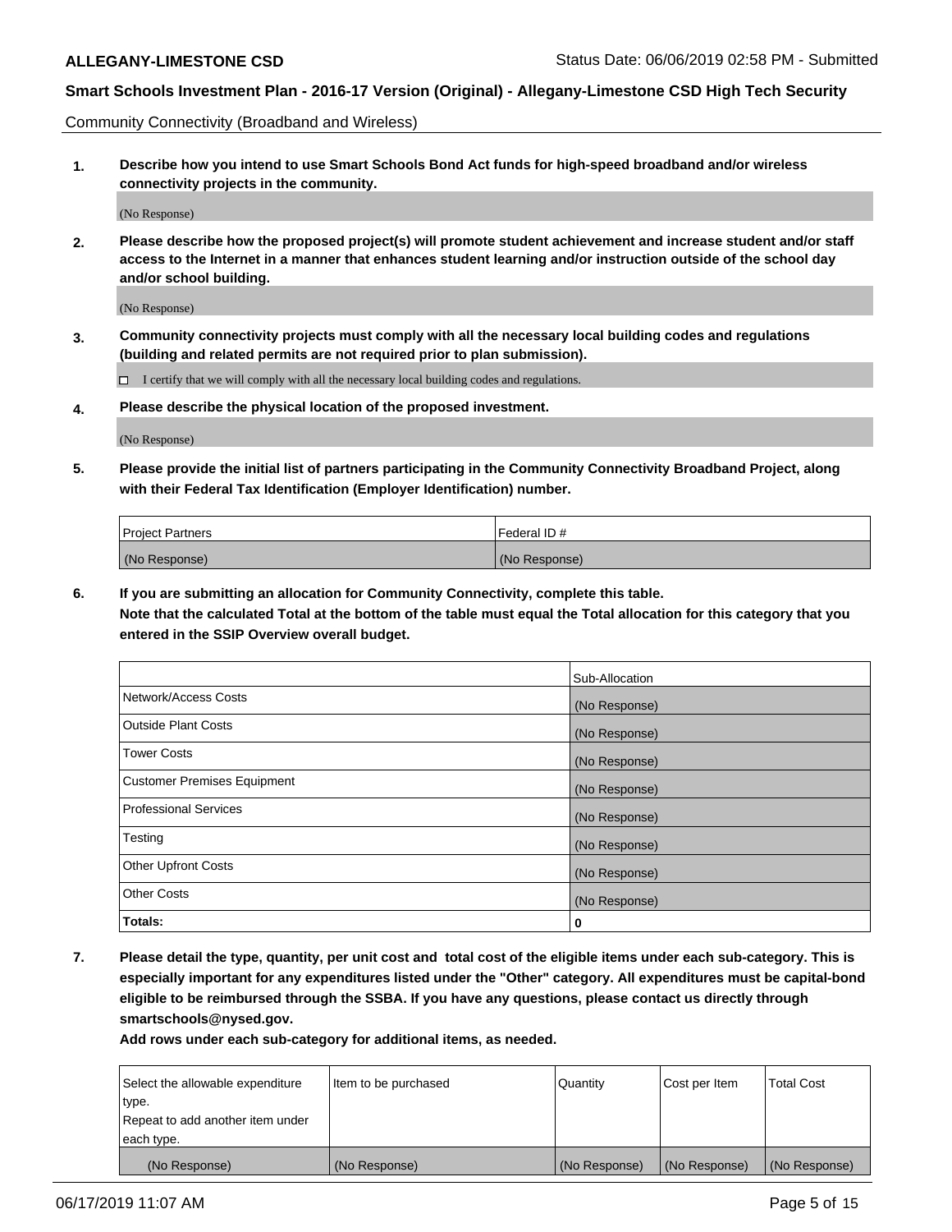Community Connectivity (Broadband and Wireless)

**1. Describe how you intend to use Smart Schools Bond Act funds for high-speed broadband and/or wireless connectivity projects in the community.**

(No Response)

**2. Please describe how the proposed project(s) will promote student achievement and increase student and/or staff access to the Internet in a manner that enhances student learning and/or instruction outside of the school day and/or school building.**

(No Response)

**3. Community connectivity projects must comply with all the necessary local building codes and regulations (building and related permits are not required prior to plan submission).**

☐ I certify that we will comply with all the necessary local building codes and regulations.

**4. Please describe the physical location of the proposed investment.**

(No Response)

**5. Please provide the initial list of partners participating in the Community Connectivity Broadband Project, along with their Federal Tax Identification (Employer Identification) number.**

| Project Partners | Federal ID # |
|---|---|
| (No Response) | (No Response) |

**6. If you are submitting an allocation for Community Connectivity, complete this table.**
**Note that the calculated Total at the bottom of the table must equal the Total allocation for this category that you entered in the SSIP Overview overall budget.**

| | Sub-Allocation |
|---|---|
| Network/Access Costs | (No Response) |
| Outside Plant Costs | (No Response) |
| Tower Costs | (No Response) |
| Customer Premises Equipment | (No Response) |
| Professional Services | (No Response) |
| Testing | (No Response) |
| Other Upfront Costs | (No Response) |
| Other Costs | (No Response) |
| **Totals:** | **0** |

**7. Please detail the type, quantity, per unit cost and total cost of the eligible items under each sub-category. This is especially important for any expenditures listed under the "Other" category. All expenditures must be capital-bond eligible to be reimbursed through the SSBA. If you have any questions, please contact us directly through smartschools@nysed.gov.**

**Add rows under each sub-category for additional items, as needed.**

| Select the allowable expenditure type. Repeat to add another item under each type. | Item to be purchased | Quantity | Cost per Item | Total Cost |
|---|---|---|---|---|
| (No Response) | (No Response) | (No Response) | (No Response) | (No Response) |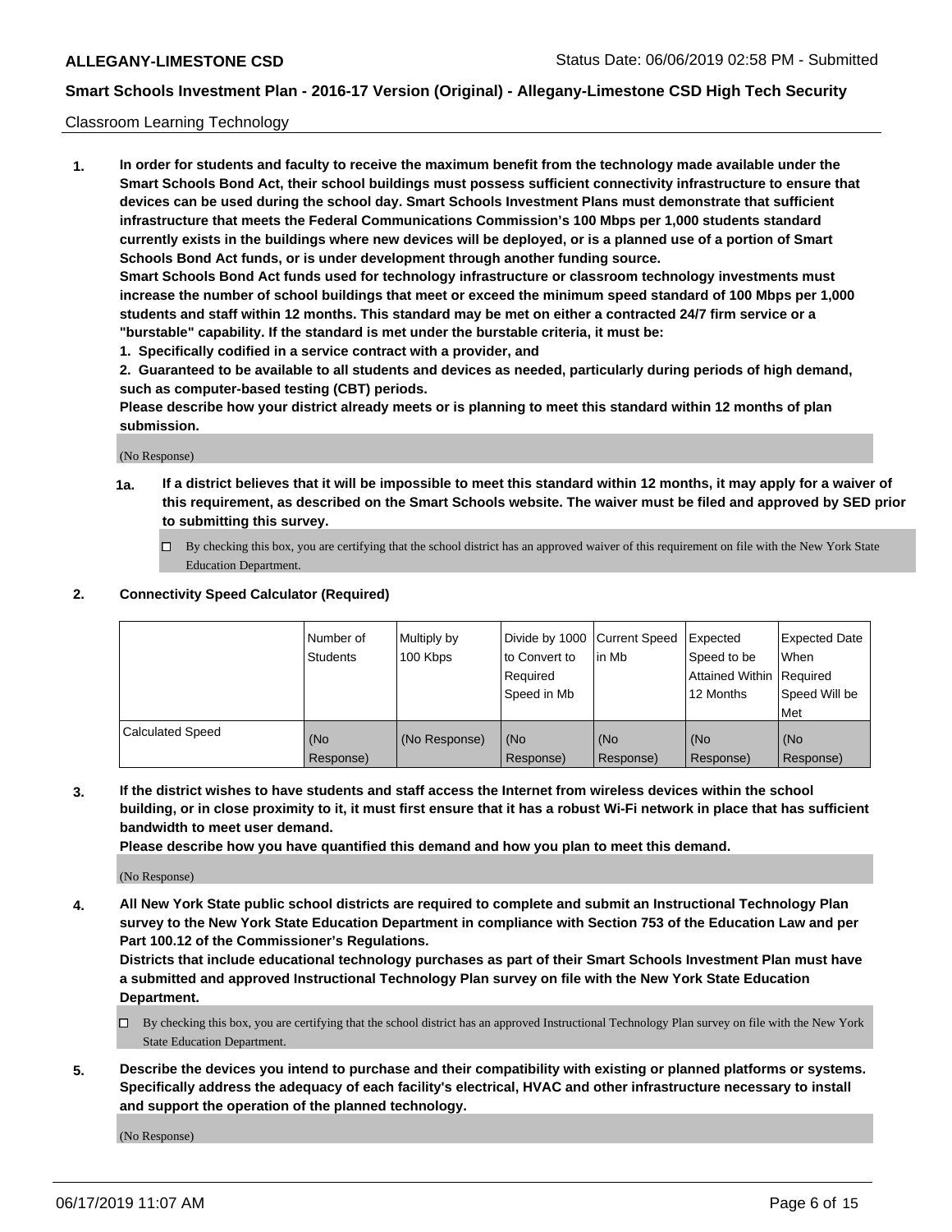## Classroom Learning Technology

**1. In order for students and faculty to receive the maximum benefit from the technology made available under the Smart Schools Bond Act, their school buildings must possess sufficient connectivity infrastructure to ensure that devices can be used during the school day. Smart Schools Investment Plans must demonstrate that sufficient infrastructure that meets the Federal Communications Commission's 100 Mbps per 1,000 students standard currently exists in the buildings where new devices will be deployed, or is a planned use of a portion of Smart Schools Bond Act funds, or is under development through another funding source.**

**Smart Schools Bond Act funds used for technology infrastructure or classroom technology investments must increase the number of school buildings that meet or exceed the minimum speed standard of 100 Mbps per 1,000 students and staff within 12 months. This standard may be met on either a contracted 24/7 firm service or a "burstable" capability. If the standard is met under the burstable criteria, it must be:**

**1. Specifically codified in a service contract with a provider, and**

**2. Guaranteed to be available to all students and devices as needed, particularly during periods of high demand, such as computer-based testing (CBT) periods.**

**Please describe how your district already meets or is planning to meet this standard within 12 months of plan submission.**

(No Response)

**1a. If a district believes that it will be impossible to meet this standard within 12 months, it may apply for a waiver of this requirement, as described on the Smart Schools website. The waiver must be filed and approved by SED prior to submitting this survey.**

☐ By checking this box, you are certifying that the school district has an approved waiver of this requirement on file with the New York State Education Department.

**2. Connectivity Speed Calculator (Required)**

| | Number of Students | Multiply by 100 Kbps | Divide by 1000 to Convert to Required Speed in Mb | Current Speed in Mb | Expected Speed to be Attained Within 12 Months | Expected Date When Required Speed Will be Met |
|---|---|---|---|---|---|---|
| Calculated Speed | (No Response) | (No Response) | (No Response) | (No Response) | (No Response) | (No Response) |

**3. If the district wishes to have students and staff access the Internet from wireless devices within the school building, or in close proximity to it, it must first ensure that it has a robust Wi-Fi network in place that has sufficient bandwidth to meet user demand.**

**Please describe how you have quantified this demand and how you plan to meet this demand.**

(No Response)

**4. All New York State public school districts are required to complete and submit an Instructional Technology Plan survey to the New York State Education Department in compliance with Section 753 of the Education Law and per Part 100.12 of the Commissioner's Regulations.**

**Districts that include educational technology purchases as part of their Smart Schools Investment Plan must have a submitted and approved Instructional Technology Plan survey on file with the New York State Education Department.**

☐ By checking this box, you are certifying that the school district has an approved Instructional Technology Plan survey on file with the New York State Education Department.

**5. Describe the devices you intend to purchase and their compatibility with existing or planned platforms or systems. Specifically address the adequacy of each facility's electrical, HVAC and other infrastructure necessary to install and support the operation of the planned technology.**

(No Response)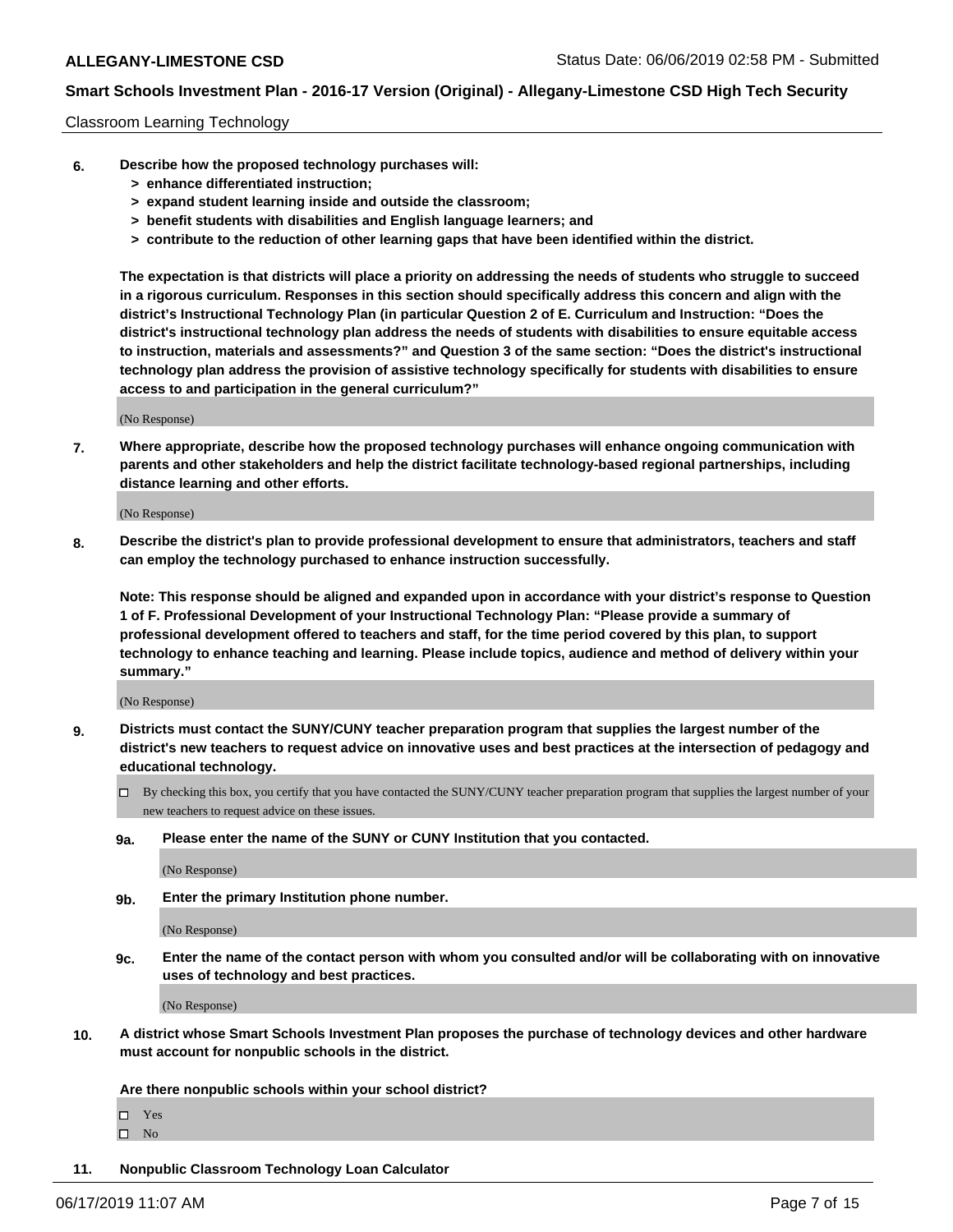Classroom Learning Technology

**6. Describe how the proposed technology purchases will:**
- **> enhance differentiated instruction;**
- **> expand student learning inside and outside the classroom;**
- **> benefit students with disabilities and English language learners; and**
- **> contribute to the reduction of other learning gaps that have been identified within the district.**

**The expectation is that districts will place a priority on addressing the needs of students who struggle to succeed in a rigorous curriculum. Responses in this section should specifically address this concern and align with the district's Instructional Technology Plan (in particular Question 2 of E. Curriculum and Instruction: "Does the district's instructional technology plan address the needs of students with disabilities to ensure equitable access to instruction, materials and assessments?" and Question 3 of the same section: "Does the district's instructional technology plan address the provision of assistive technology specifically for students with disabilities to ensure access to and participation in the general curriculum?"**

(No Response)

**7. Where appropriate, describe how the proposed technology purchases will enhance ongoing communication with parents and other stakeholders and help the district facilitate technology-based regional partnerships, including distance learning and other efforts.**

(No Response)

**8. Describe the district's plan to provide professional development to ensure that administrators, teachers and staff can employ the technology purchased to enhance instruction successfully.**

**Note: This response should be aligned and expanded upon in accordance with your district's response to Question 1 of F. Professional Development of your Instructional Technology Plan: "Please provide a summary of professional development offered to teachers and staff, for the time period covered by this plan, to support technology to enhance teaching and learning. Please include topics, audience and method of delivery within your summary."**

(No Response)

**9. Districts must contact the SUNY/CUNY teacher preparation program that supplies the largest number of the district's new teachers to request advice on innovative uses and best practices at the intersection of pedagogy and educational technology.**

☐ By checking this box, you certify that you have contacted the SUNY/CUNY teacher preparation program that supplies the largest number of your new teachers to request advice on these issues.

**9a. Please enter the name of the SUNY or CUNY Institution that you contacted.**

(No Response)

**9b. Enter the primary Institution phone number.**

(No Response)

**9c. Enter the name of the contact person with whom you consulted and/or will be collaborating with on innovative uses of technology and best practices.**

(No Response)

**10. A district whose Smart Schools Investment Plan proposes the purchase of technology devices and other hardware must account for nonpublic schools in the district.**

**Are there nonpublic schools within your school district?**

☐ Yes
☐ No

**11. Nonpublic Classroom Technology Loan Calculator**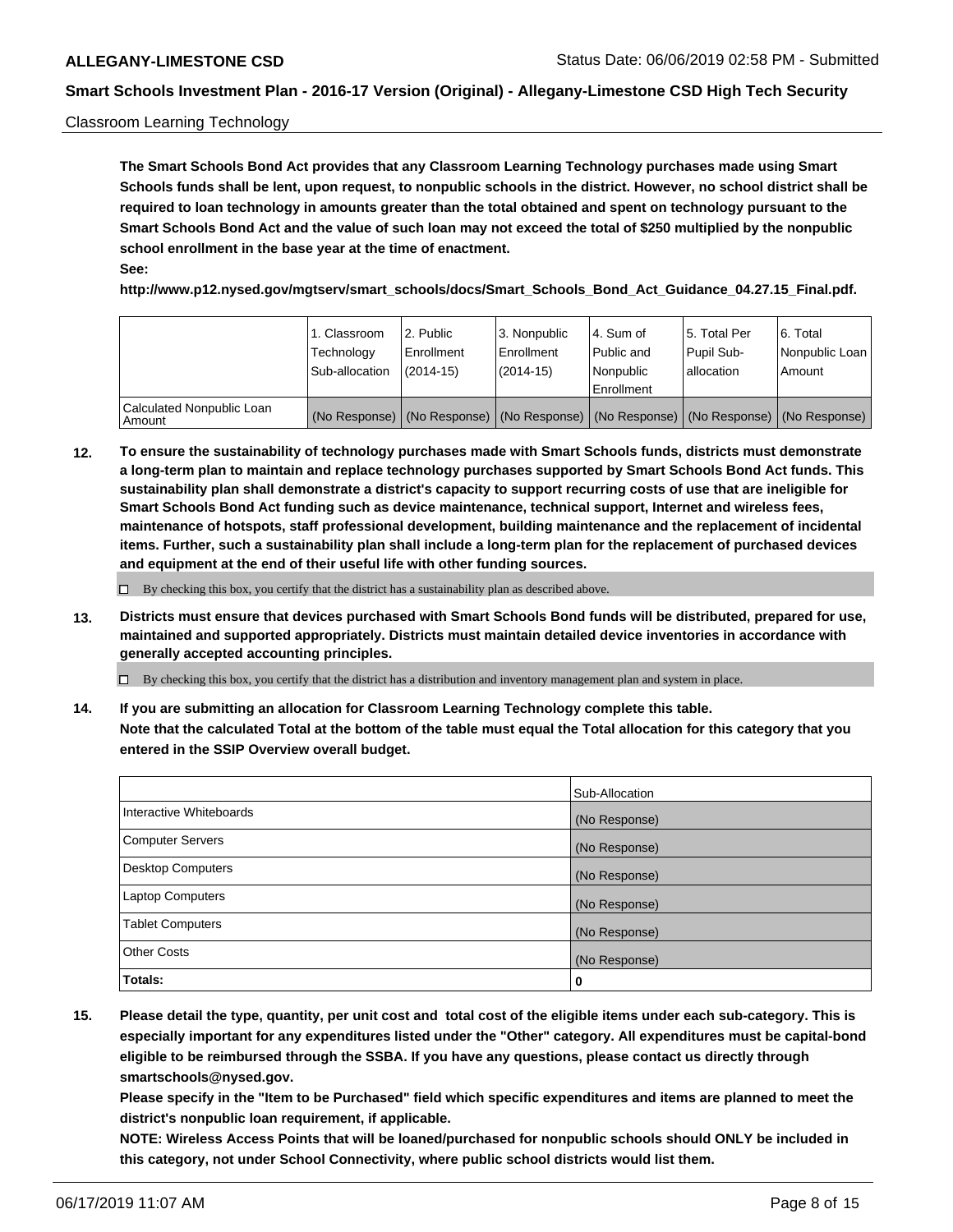Classroom Learning Technology

**The Smart Schools Bond Act provides that any Classroom Learning Technology purchases made using Smart Schools funds shall be lent, upon request, to nonpublic schools in the district. However, no school district shall be required to loan technology in amounts greater than the total obtained and spent on technology pursuant to the Smart Schools Bond Act and the value of such loan may not exceed the total of $250 multiplied by the nonpublic school enrollment in the base year at the time of enactment.**

**See:**

**http://www.p12.nysed.gov/mgtserv/smart_schools/docs/Smart_Schools_Bond_Act_Guidance_04.27.15_Final.pdf.**

| | 1. Classroom Technology Sub-allocation | 2. Public Enrollment (2014-15) | 3. Nonpublic Enrollment (2014-15) | 4. Sum of Public and Nonpublic Enrollment | 5. Total Per Pupil Sub-allocation | 6. Total Nonpublic Loan Amount |
|---|---|---|---|---|---|---|
| Calculated Nonpublic Loan Amount | (No Response) | (No Response) | (No Response) | (No Response) | (No Response) | (No Response) |

**12. To ensure the sustainability of technology purchases made with Smart Schools funds, districts must demonstrate a long-term plan to maintain and replace technology purchases supported by Smart Schools Bond Act funds. This sustainability plan shall demonstrate a district's capacity to support recurring costs of use that are ineligible for Smart Schools Bond Act funding such as device maintenance, technical support, Internet and wireless fees, maintenance of hotspots, staff professional development, building maintenance and the replacement of incidental items. Further, such a sustainability plan shall include a long-term plan for the replacement of purchased devices and equipment at the end of their useful life with other funding sources.**

☐ By checking this box, you certify that the district has a sustainability plan as described above.

**13. Districts must ensure that devices purchased with Smart Schools Bond funds will be distributed, prepared for use, maintained and supported appropriately. Districts must maintain detailed device inventories in accordance with generally accepted accounting principles.**

☐ By checking this box, you certify that the district has a distribution and inventory management plan and system in place.

**14. If you are submitting an allocation for Classroom Learning Technology complete this table. Note that the calculated Total at the bottom of the table must equal the Total allocation for this category that you entered in the SSIP Overview overall budget.**

| | Sub-Allocation |
|---|---|
| Interactive Whiteboards | (No Response) |
| Computer Servers | (No Response) |
| Desktop Computers | (No Response) |
| Laptop Computers | (No Response) |
| Tablet Computers | (No Response) |
| Other Costs | (No Response) |
| **Totals:** | **0** |

**15. Please detail the type, quantity, per unit cost and total cost of the eligible items under each sub-category. This is especially important for any expenditures listed under the "Other" category. All expenditures must be capital-bond eligible to be reimbursed through the SSBA. If you have any questions, please contact us directly through smartschools@nysed.gov.**

**Please specify in the "Item to be Purchased" field which specific expenditures and items are planned to meet the district's nonpublic loan requirement, if applicable.**

**NOTE: Wireless Access Points that will be loaned/purchased for nonpublic schools should ONLY be included in this category, not under School Connectivity, where public school districts would list them.**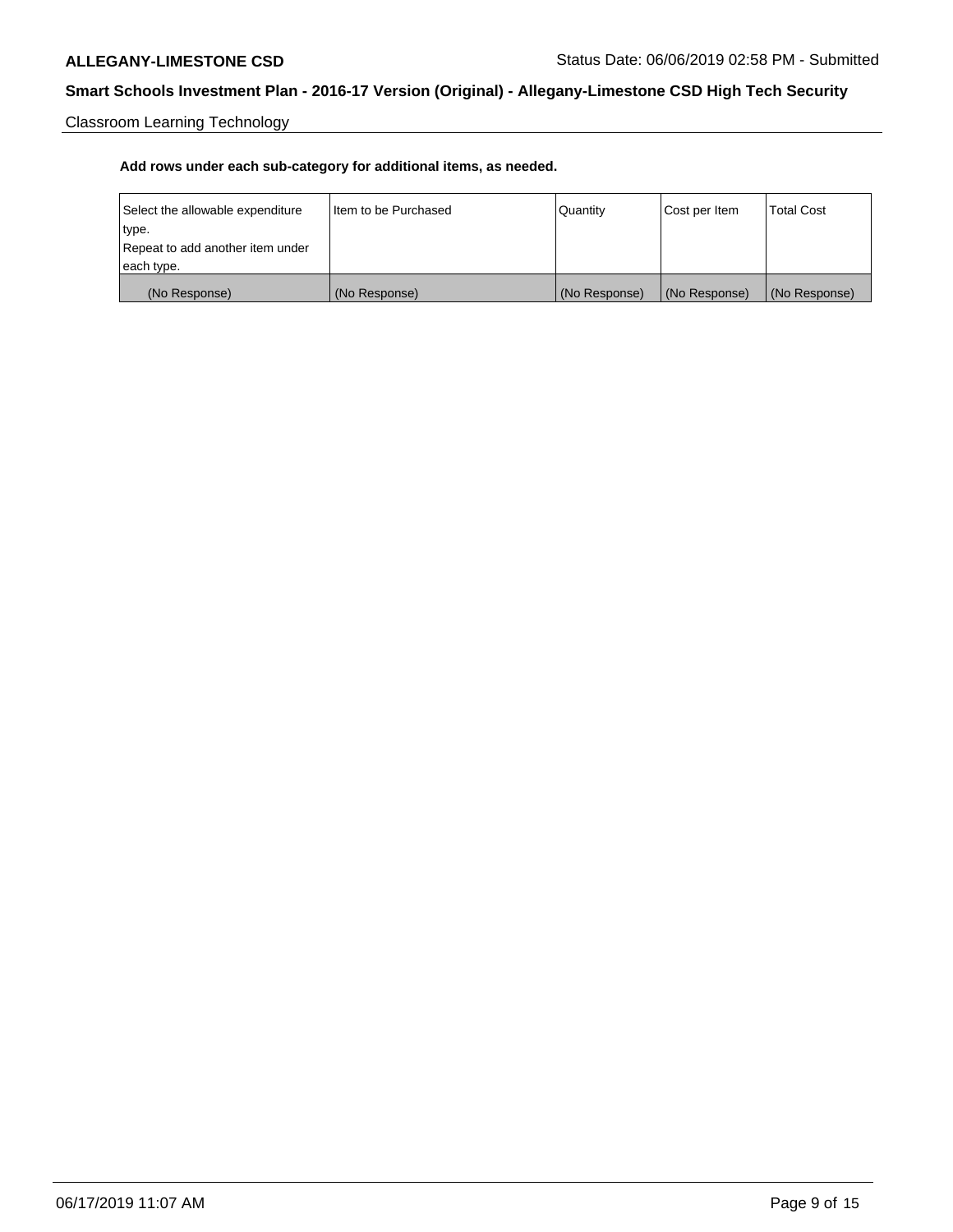Classroom Learning Technology

**Add rows under each sub-category for additional items, as needed.**

| Select the allowable expenditure type. Repeat to add another item under each type. | Item to be Purchased | Quantity | Cost per Item | Total Cost |
|---|---|---|---|---|
| (No Response) | (No Response) | (No Response) | (No Response) | (No Response) |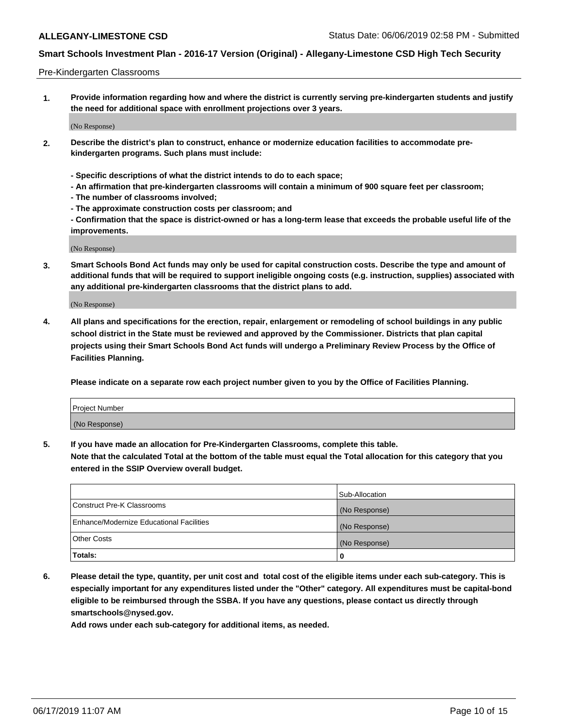Pre-Kindergarten Classrooms

1. **Provide information regarding how and where the district is currently serving pre-kindergarten students and justify the need for additional space with enrollment projections over 3 years.**

(No Response)

2. **Describe the district's plan to construct, enhance or modernize education facilities to accommodate pre-kindergarten programs. Such plans must include:**

   **- Specific descriptions of what the district intends to do to each space;**
   **- An affirmation that pre-kindergarten classrooms will contain a minimum of 900 square feet per classroom;**
   **- The number of classrooms involved;**
   **- The approximate construction costs per classroom; and**
   **- Confirmation that the space is district-owned or has a long-term lease that exceeds the probable useful life of the improvements.**

(No Response)

3. **Smart Schools Bond Act funds may only be used for capital construction costs. Describe the type and amount of additional funds that will be required to support ineligible ongoing costs (e.g. instruction, supplies) associated with any additional pre-kindergarten classrooms that the district plans to add.**

(No Response)

4. **All plans and specifications for the erection, repair, enlargement or remodeling of school buildings in any public school district in the State must be reviewed and approved by the Commissioner. Districts that plan capital projects using their Smart Schools Bond Act funds will undergo a Preliminary Review Process by the Office of Facilities Planning.**

   **Please indicate on a separate row each project number given to you by the Office of Facilities Planning.**

| Project Number |
| --- |
| (No Response) |

5. **If you have made an allocation for Pre-Kindergarten Classrooms, complete this table.**
   **Note that the calculated Total at the bottom of the table must equal the Total allocation for this category that you entered in the SSIP Overview overall budget.**

| | Sub-Allocation |
| --- | --- |
| Construct Pre-K Classrooms | (No Response) |
| Enhance/Modernize Educational Facilities | (No Response) |
| Other Costs | (No Response) |
| **Totals:** | **0** |

6. **Please detail the type, quantity, per unit cost and total cost of the eligible items under each sub-category. This is especially important for any expenditures listed under the "Other" category. All expenditures must be capital-bond eligible to be reimbursed through the SSBA. If you have any questions, please contact us directly through smartschools@nysed.gov.**
   **Add rows under each sub-category for additional items, as needed.**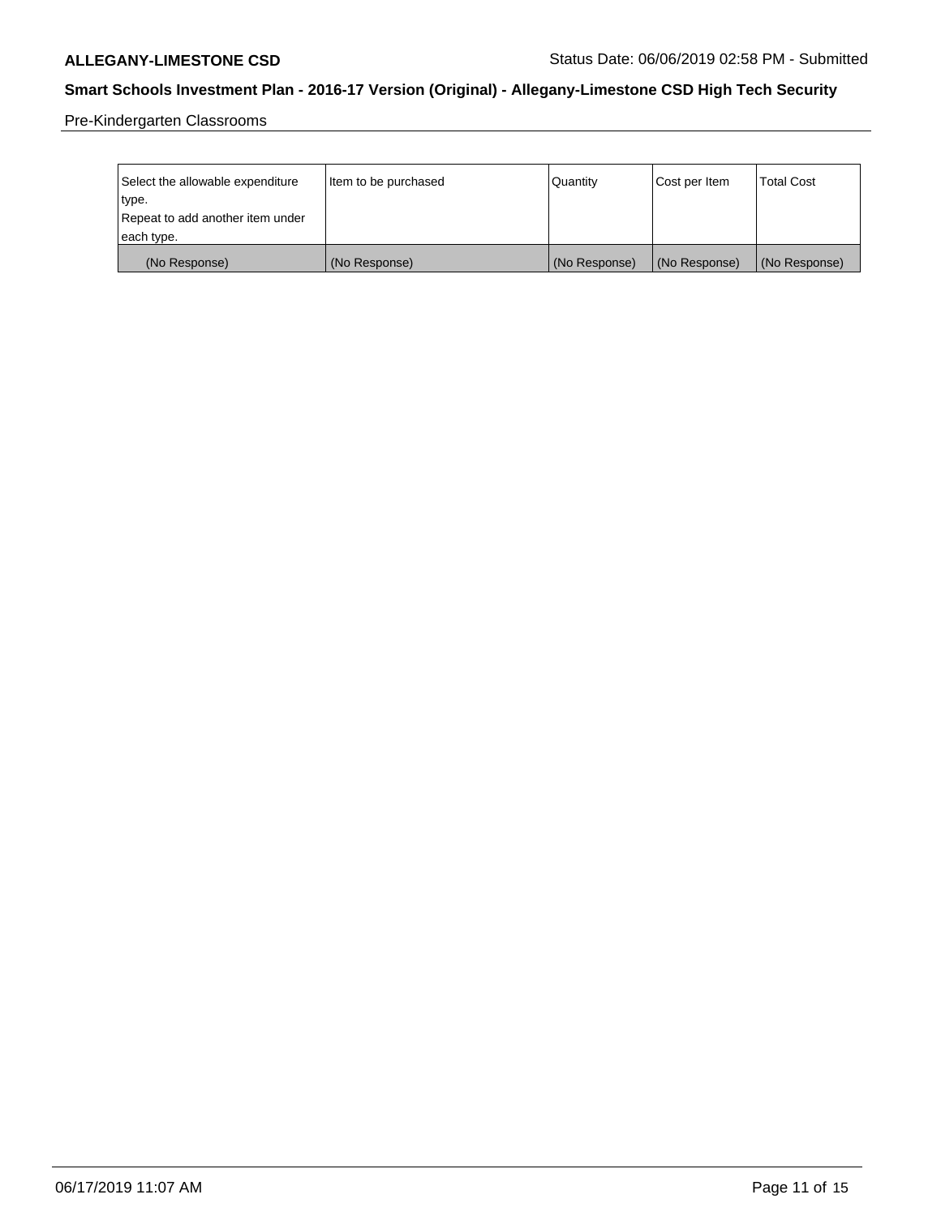Pre-Kindergarten Classrooms

| Select the allowable expenditure type. Repeat to add another item under each type. | Item to be purchased | Quantity | Cost per Item | Total Cost |
| --- | --- | --- | --- | --- |
| (No Response) | (No Response) | (No Response) | (No Response) | (No Response) |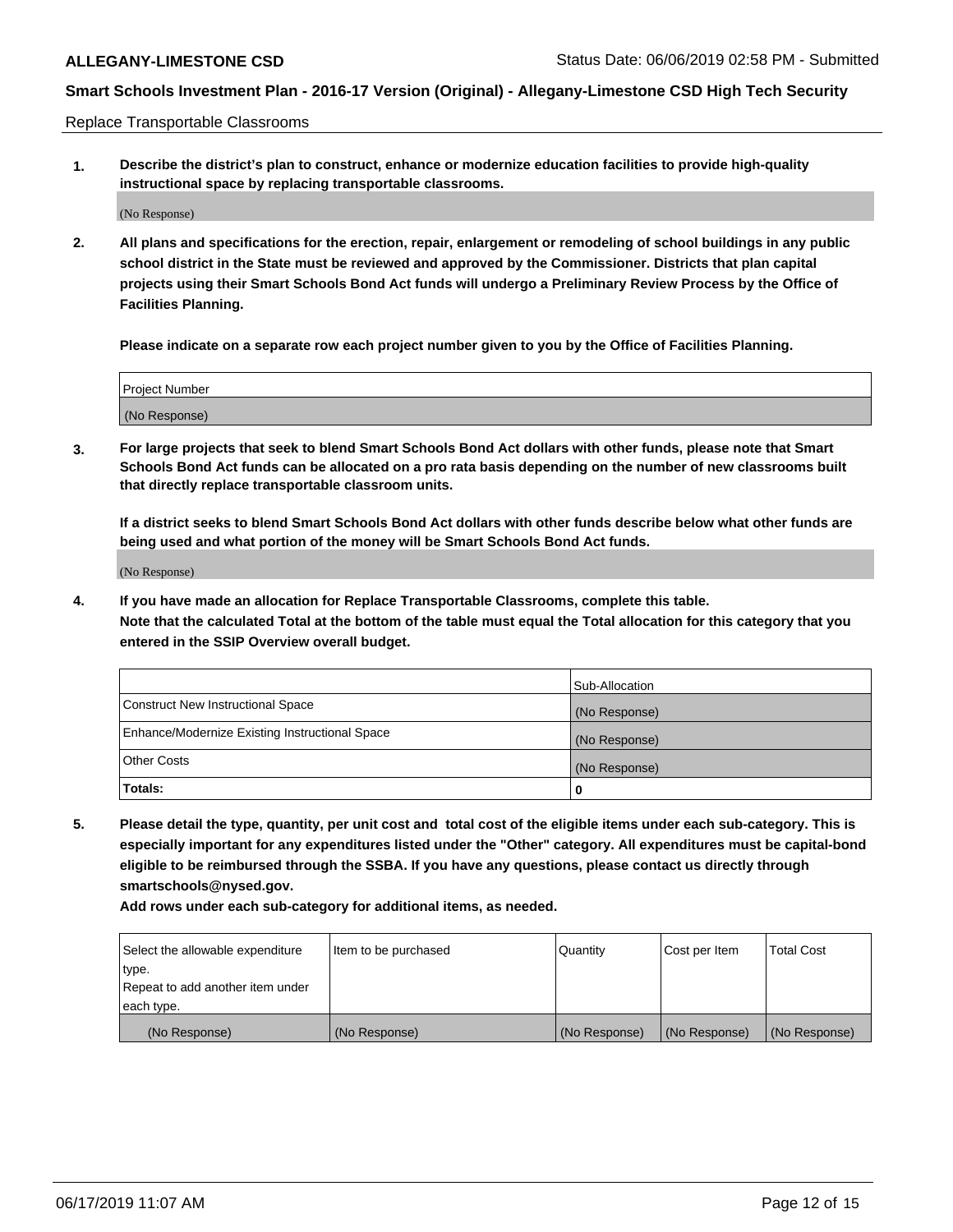Replace Transportable Classrooms

1. **Describe the district's plan to construct, enhance or modernize education facilities to provide high-quality instructional space by replacing transportable classrooms.**

(No Response)

2. **All plans and specifications for the erection, repair, enlargement or remodeling of school buildings in any public school district in the State must be reviewed and approved by the Commissioner. Districts that plan capital projects using their Smart Schools Bond Act funds will undergo a Preliminary Review Process by the Office of Facilities Planning.**

   **Please indicate on a separate row each project number given to you by the Office of Facilities Planning.**

| Project Number |
| --- |
| (No Response) |

3. **For large projects that seek to blend Smart Schools Bond Act dollars with other funds, please note that Smart Schools Bond Act funds can be allocated on a pro rata basis depending on the number of new classrooms built that directly replace transportable classroom units.**

   **If a district seeks to blend Smart Schools Bond Act dollars with other funds describe below what other funds are being used and what portion of the money will be Smart Schools Bond Act funds.**

(No Response)

4. **If you have made an allocation for Replace Transportable Classrooms, complete this table. Note that the calculated Total at the bottom of the table must equal the Total allocation for this category that you entered in the SSIP Overview overall budget.**

| | Sub-Allocation |
| --- | --- |
| Construct New Instructional Space | (No Response) |
| Enhance/Modernize Existing Instructional Space | (No Response) |
| Other Costs | (No Response) |
| **Totals:** | **0** |

5. **Please detail the type, quantity, per unit cost and total cost of the eligible items under each sub-category. This is especially important for any expenditures listed under the "Other" category. All expenditures must be capital-bond eligible to be reimbursed through the SSBA. If you have any questions, please contact us directly through smartschools@nysed.gov.**

   **Add rows under each sub-category for additional items, as needed.**

| Select the allowable expenditure type. Repeat to add another item under each type. | Item to be purchased | Quantity | Cost per Item | Total Cost |
| --- | --- | --- | --- | --- |
| (No Response) | (No Response) | (No Response) | (No Response) | (No Response) |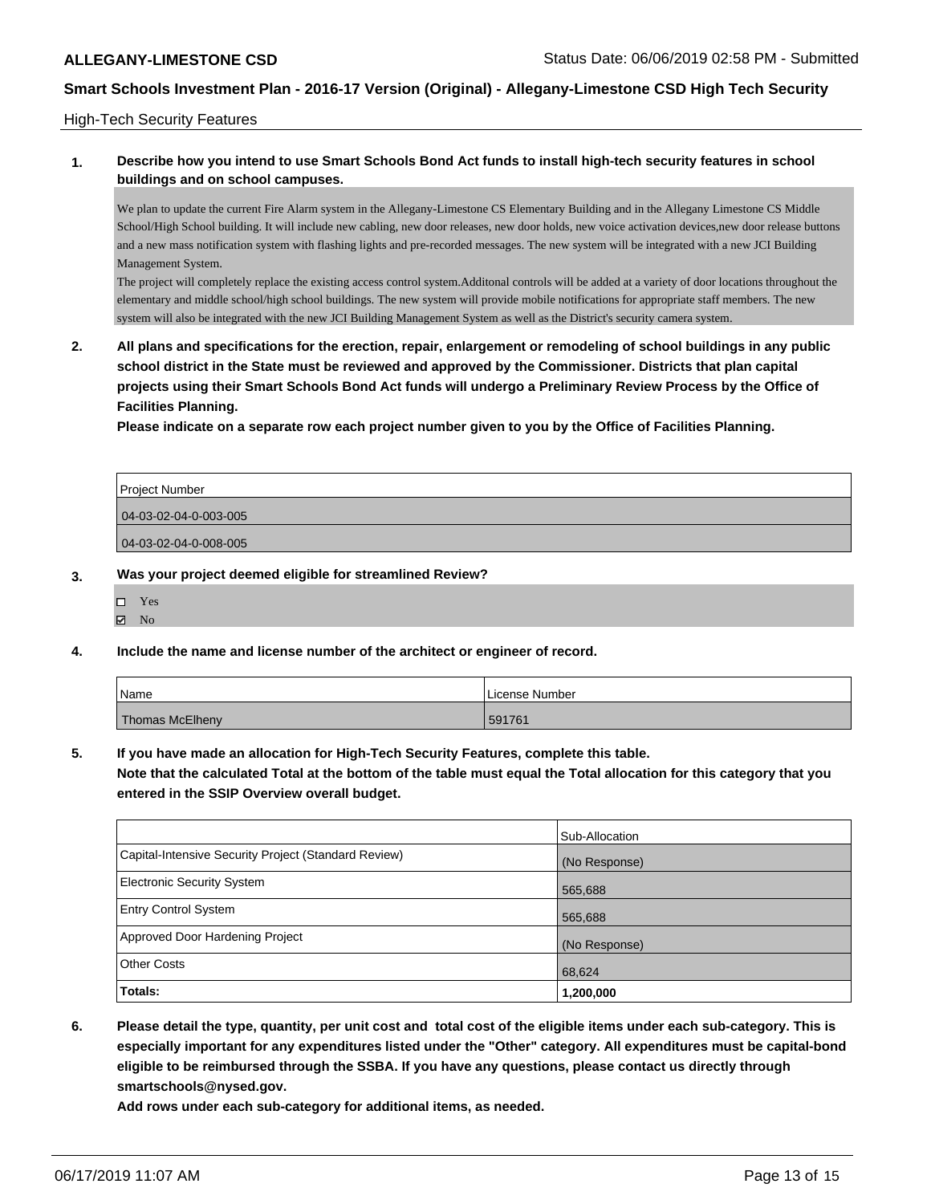## Smart Schools Investment Plan - 2016-17 Version (Original) - Allegany-Limestone CSD High Tech Security

High-Tech Security Features

**1. Describe how you intend to use Smart Schools Bond Act funds to install high-tech security features in school buildings and on school campuses.**

We plan to update the current Fire Alarm system in the Allegany-Limestone CS Elementary Building and in the Allegany Limestone CS Middle School/High School building. It will include new cabling, new door releases, new door holds, new voice activation devices,new door release buttons and a new mass notification system with flashing lights and pre-recorded messages. The new system will be integrated with a new JCI Building Management System.

The project will completely replace the existing access control system.Additonal controls will be added at a variety of door locations throughout the elementary and middle school/high school buildings. The new system will provide mobile notifications for appropriate staff members. The new system will also be integrated with the new JCI Building Management System as well as the District's security camera system.

**2. All plans and specifications for the erection, repair, enlargement or remodeling of school buildings in any public school district in the State must be reviewed and approved by the Commissioner. Districts that plan capital projects using their Smart Schools Bond Act funds will undergo a Preliminary Review Process by the Office of Facilities Planning.**

**Please indicate on a separate row each project number given to you by the Office of Facilities Planning.**

| Project Number |
|---|
| 04-03-02-04-0-003-005 |
| 04-03-02-04-0-008-005 |

**3. Was your project deemed eligible for streamlined Review?**

- ☐ Yes
- ☑ No

**4. Include the name and license number of the architect or engineer of record.**

| Name | License Number |
|---|---|
| Thomas McElheny | 591761 |

**5. If you have made an allocation for High-Tech Security Features, complete this table.**
**Note that the calculated Total at the bottom of the table must equal the Total allocation for this category that you entered in the SSIP Overview overall budget.**

| | Sub-Allocation |
|---|---|
| Capital-Intensive Security Project (Standard Review) | (No Response) |
| Electronic Security System | 565,688 |
| Entry Control System | 565,688 |
| Approved Door Hardening Project | (No Response) |
| Other Costs | 68,624 |
| **Totals:** | **1,200,000** |

**6. Please detail the type, quantity, per unit cost and total cost of the eligible items under each sub-category. This is especially important for any expenditures listed under the "Other" category. All expenditures must be capital-bond eligible to be reimbursed through the SSBA. If you have any questions, please contact us directly through smartschools@nysed.gov.**

**Add rows under each sub-category for additional items, as needed.**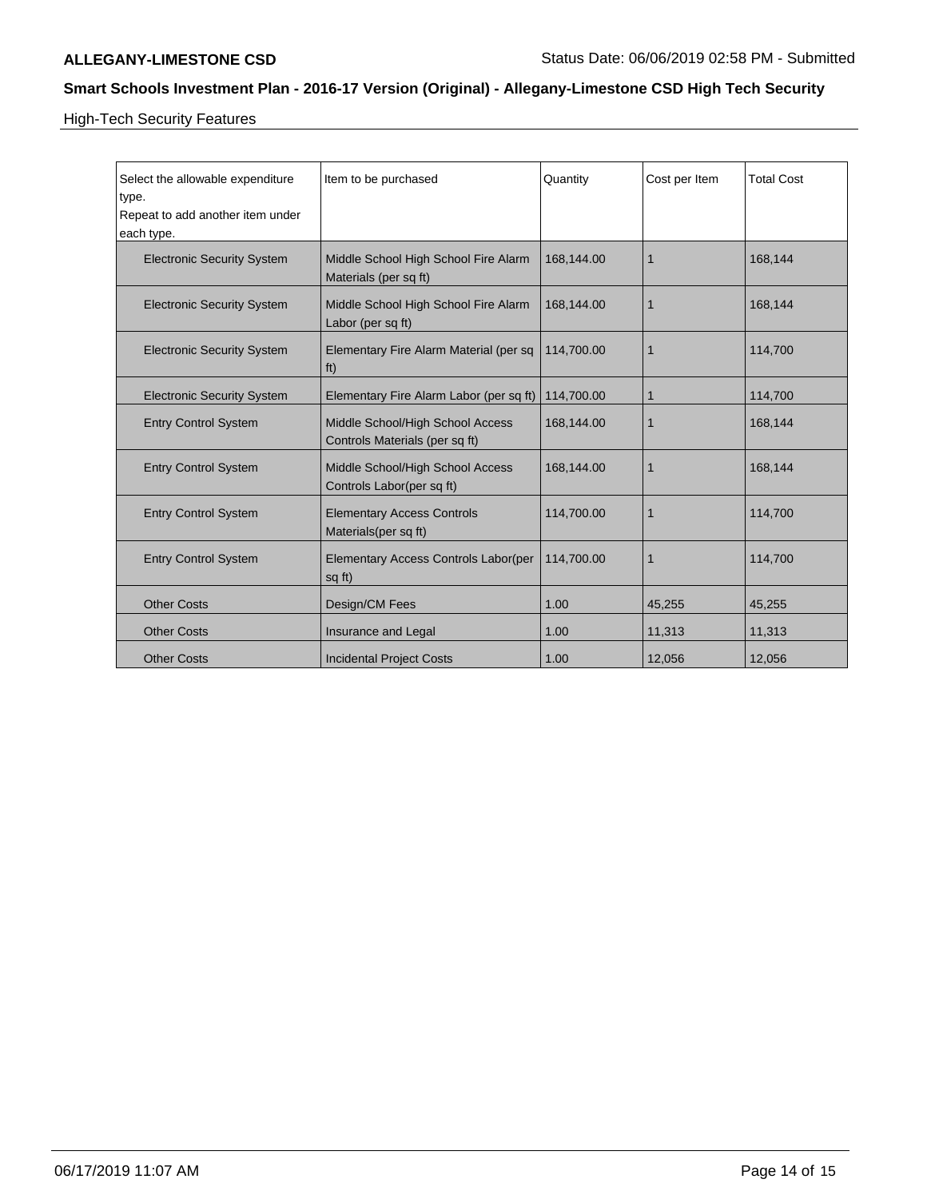## High-Tech Security Features

| Select the allowable expenditure type. Repeat to add another item under each type. | Item to be purchased | Quantity | Cost per Item | Total Cost |
|---|---|---|---|---|
| Electronic Security System | Middle School High School Fire Alarm Materials (per sq ft) | 168,144.00 | 1 | 168,144 |
| Electronic Security System | Middle School High School Fire Alarm Labor (per sq ft) | 168,144.00 | 1 | 168,144 |
| Electronic Security System | Elementary Fire Alarm Material (per sq ft) | 114,700.00 | 1 | 114,700 |
| Electronic Security System | Elementary Fire Alarm Labor (per sq ft) | 114,700.00 | 1 | 114,700 |
| Entry Control System | Middle School/High School Access Controls Materials (per sq ft) | 168,144.00 | 1 | 168,144 |
| Entry Control System | Middle School/High School Access Controls Labor(per sq ft) | 168,144.00 | 1 | 168,144 |
| Entry Control System | Elementary Access Controls Materials(per sq ft) | 114,700.00 | 1 | 114,700 |
| Entry Control System | Elementary Access Controls Labor(per sq ft) | 114,700.00 | 1 | 114,700 |
| Other Costs | Design/CM Fees | 1.00 | 45,255 | 45,255 |
| Other Costs | Insurance and Legal | 1.00 | 11,313 | 11,313 |
| Other Costs | Incidental Project Costs | 1.00 | 12,056 | 12,056 |